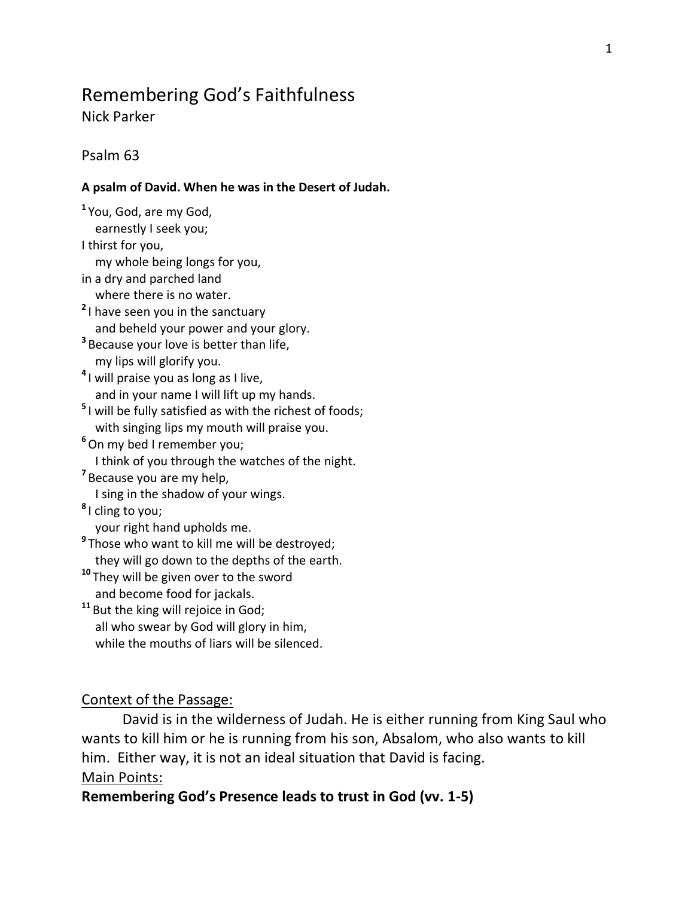# Remembering God's Faithfulness

Nick Parker

Psalm 63

**A psalm of David. When he was in the Desert of Judah.**

[1] You, God, are my God,
  earnestly I seek you;
I thirst for you,
  my whole being longs for you,
in a dry and parched land
  where there is no water.
[2] I have seen you in the sanctuary
  and beheld your power and your glory.
[3] Because your love is better than life,
  my lips will glorify you.
[4] I will praise you as long as I live,
  and in your name I will lift up my hands.
[5] I will be fully satisfied as with the richest of foods;
  with singing lips my mouth will praise you.
[6] On my bed I remember you;
  I think of you through the watches of the night.
[7] Because you are my help,
  I sing in the shadow of your wings.
[8] I cling to you;
  your right hand upholds me.
[9] Those who want to kill me will be destroyed;
  they will go down to the depths of the earth.
[10] They will be given over to the sword
  and become food for jackals.
[11] But the king will rejoice in God;
  all who swear by God will glory in him,
  while the mouths of liars will be silenced.

Context of the Passage:

David is in the wilderness of Judah. He is either running from King Saul who wants to kill him or he is running from his son, Absalom, who also wants to kill him. Either way, it is not an ideal situation that David is facing.

Main Points:

**Remembering God's Presence leads to trust in God (vv. 1-5)**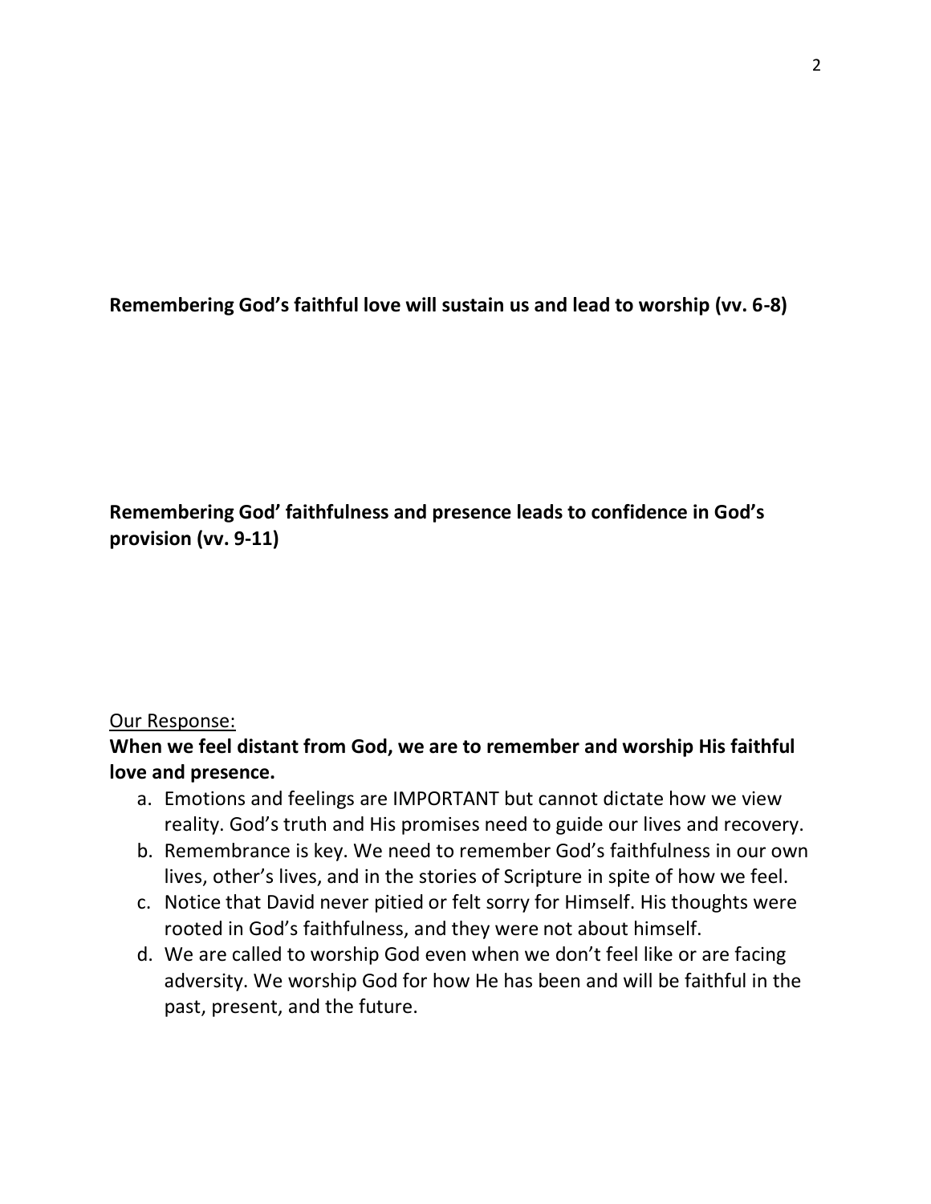**Remembering God's faithful love will sustain us and lead to worship (vv. 6-8)**

**Remembering God' faithfulness and presence leads to confidence in God's provision (vv. 9-11)**

<u>Our Response:</u>

**When we feel distant from God, we are to remember and worship His faithful love and presence.**

a. Emotions and feelings are IMPORTANT but cannot dictate how we view reality. God's truth and His promises need to guide our lives and recovery.
b. Remembrance is key. We need to remember God's faithfulness in our own lives, other's lives, and in the stories of Scripture in spite of how we feel.
c. Notice that David never pitied or felt sorry for Himself. His thoughts were rooted in God's faithfulness, and they were not about himself.
d. We are called to worship God even when we don't feel like or are facing adversity. We worship God for how He has been and will be faithful in the past, present, and the future.